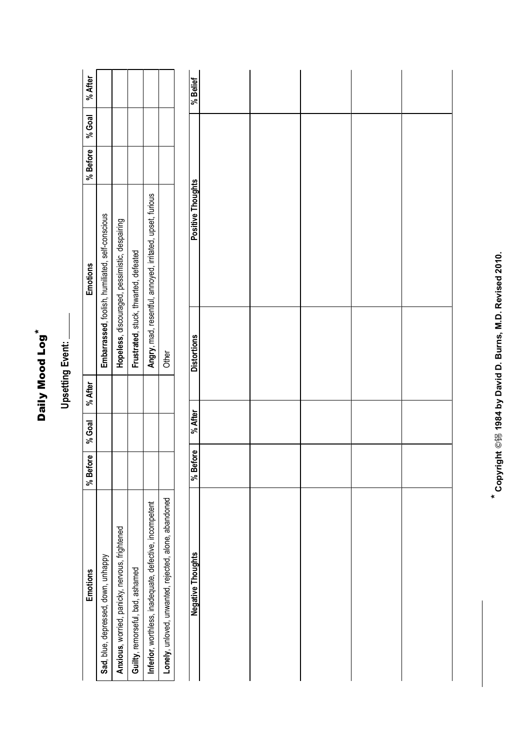# Daily Mood Log*

## Upsetting Event: ____

| Emotions | % Before | % Goal | % After | Emotions | % Before | % Goal | % After |
|---|---|---|---|---|---|---|---|
| **Sad**, blue, depressed, down, unhappy | | | | **Embarrassed**, foolish, humiliated, self-conscious | | | |
| **Anxious**, worried, panicky, nervous, frightened | | | | **Hopeless**, discouraged, pessimistic, despairing | | | |
| **Guilty**, remorseful, bad, ashamed | | | | **Frustrated**, stuck, thwarted, defeated | | | |
| **Inferior**, worthless, inadequate, defective, incompetent | | | | **Angry**, mad, resentful, annoyed, irritated, upset, furious | | | |
| **Lonely**, unloved, unwanted, rejected, alone, abandoned | | | | Other | | | |

| Negative Thoughts | % Before | % After | Distortions | Positive Thoughts | % Belief |
|---|---|---|---|---|---|
| | | | | | |
| | | | | | |
| | | | | | |
| | | | | | |
| | | | | | |

**\* Copyright ©锟 1984 by David D. Burns, M.D. Revised 2010.**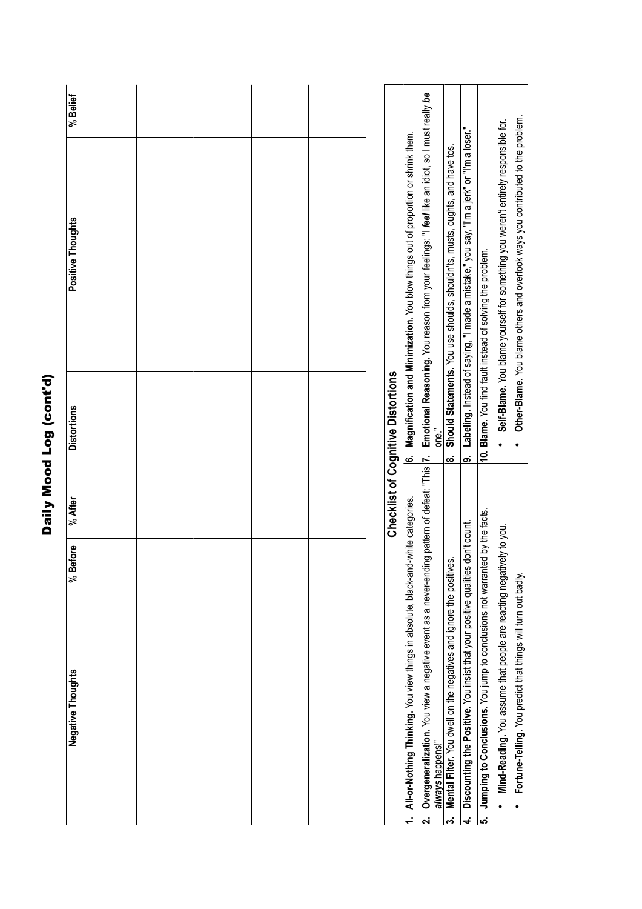# Daily Mood Log (cont'd)

| Negative Thoughts | % Before | % After | Distortions | Positive Thoughts | % Belief |
|---|---|---|---|---|---|
| | | | | | |
| | | | | | |
| | | | | | |
| | | | | | |
| | | | | | |

## Checklist of Cognitive Distortions

| | |
|---|---|
| 1. **All-or-Nothing Thinking.** You view things in absolute, black-and-white categories. | 6. **Magnification and Minimization.** You blow things out of proportion or shrink them. |
| 2. **Overgeneralization.** You view a negative event as a never-ending pattern of defeat: "This *always* happens!" | 7. **Emotional Reasoning.** You reason from your feelings: "I ***feel*** like an idiot, so I must really ***be*** one." |
| 3. **Mental Filter.** You dwell on the negatives and ignore the positives. | 8. **Should Statements.** You use shoulds, shouldn'ts, musts, oughts, and have tos. |
| 4. **Discounting the Positive.** You insist that your positive qualities don't count. | 9. **Labeling.** Instead of saying, "I made a mistake," you say, "I'm a jerk" or "I'm a loser." |
| 5. **Jumping to Conclusions.** You jump to conclusions not warranted by the facts.<br>• **Mind-Reading.** You assume that people are reacting negatively to you.<br>• **Fortune-Telling.** You predict that things will turn out badly. | 10. **Blame.** You find fault instead of solving the problem.<br>• **Self-Blame.** You blame yourself for something you weren't entirely responsible for.<br>• **Other-Blame.** You blame others and overlook ways you contributed to the problem. |